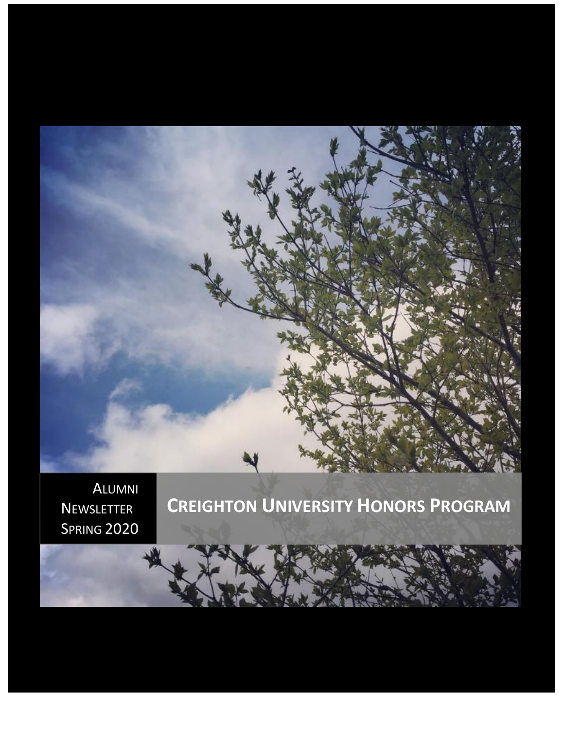Alumni Newsletter Spring 2020

# Creighton University Honors Program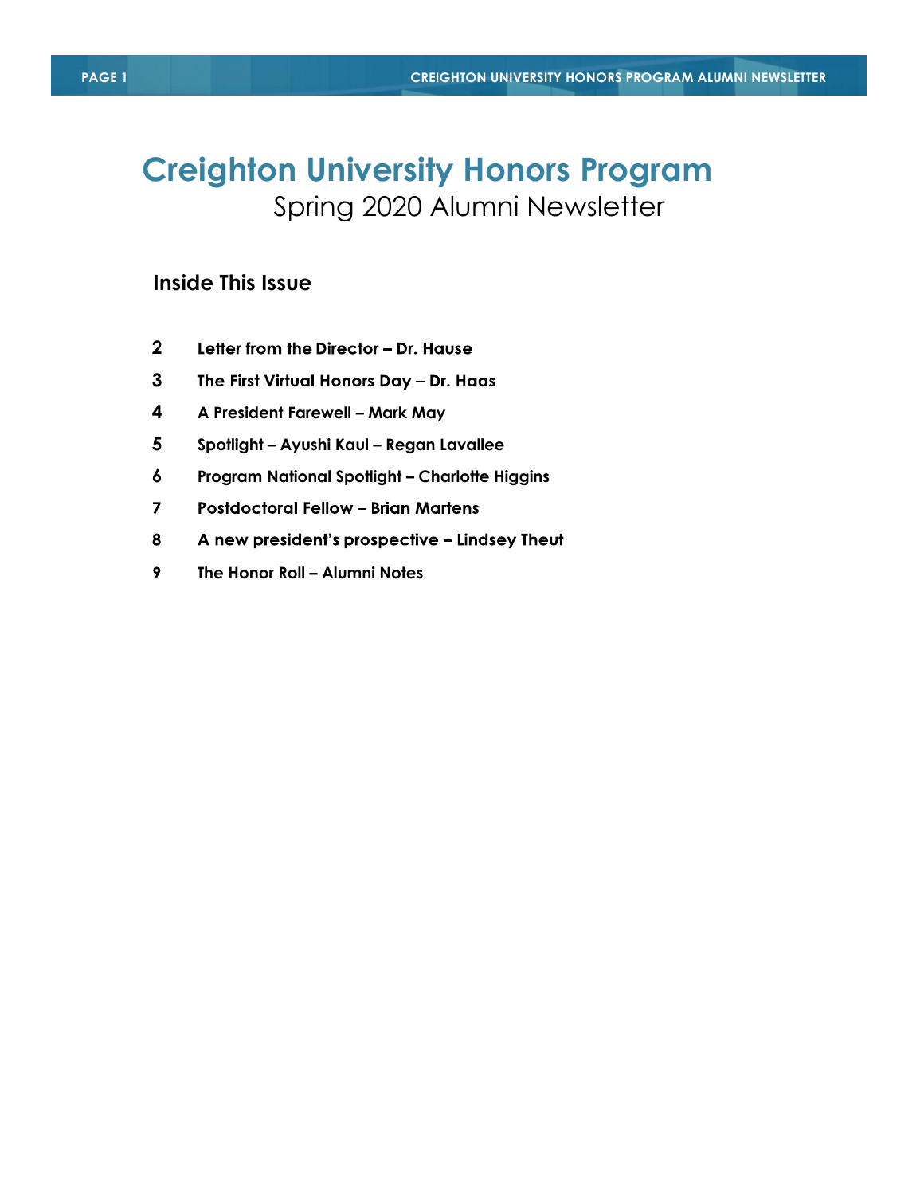# Creighton University Honors Program

## Spring 2020 Alumni Newsletter

### Inside This Issue

**2** **Letter from the Director – Dr. Hause**

**3** **The First Virtual Honors Day – Dr. Haas**

**4** **A President Farewell – Mark May**

**5** **Spotlight – Ayushi Kaul – Regan Lavallee**

**6** **Program National Spotlight – Charlotte Higgins**

**7** **Postdoctoral Fellow – Brian Martens**

**8** **A new president's prospective – Lindsey Theut**

**9** **The Honor Roll – Alumni Notes**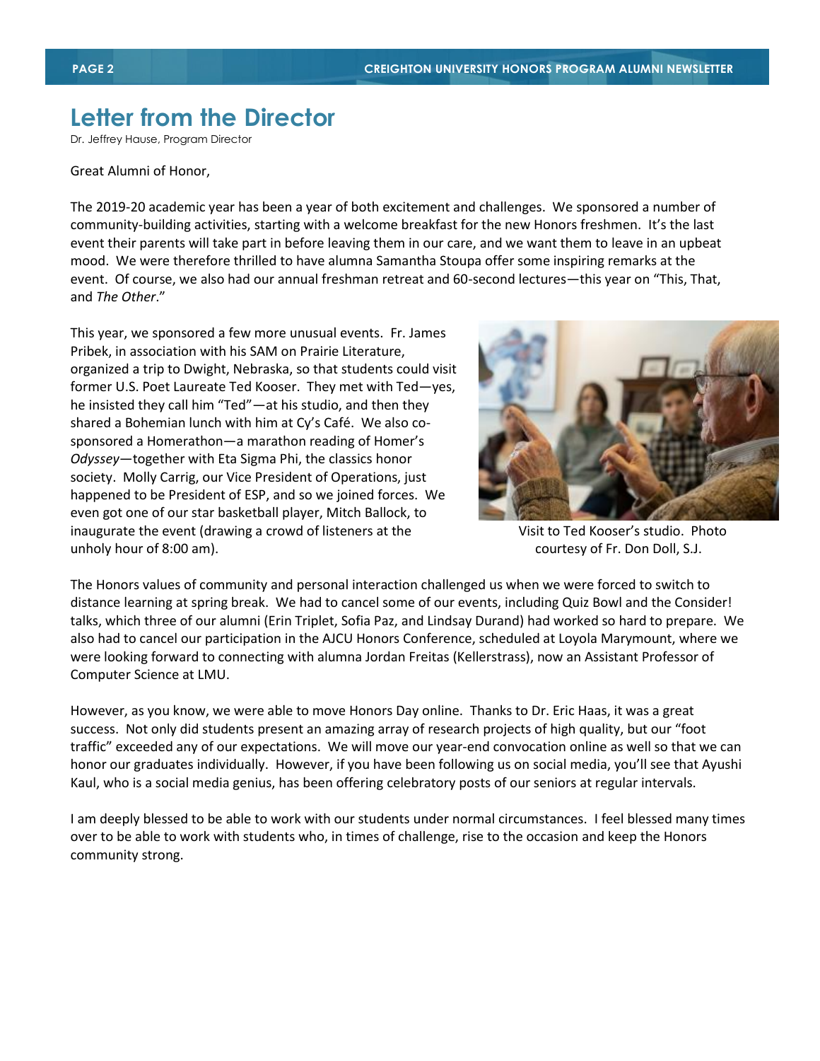# Letter from the Director

Dr. Jeffrey Hause, Program Director

Great Alumni of Honor,

The 2019-20 academic year has been a year of both excitement and challenges. We sponsored a number of community-building activities, starting with a welcome breakfast for the new Honors freshmen. It's the last event their parents will take part in before leaving them in our care, and we want them to leave in an upbeat mood. We were therefore thrilled to have alumna Samantha Stoupa offer some inspiring remarks at the event. Of course, we also had our annual freshman retreat and 60-second lectures—this year on "This, That, and *The Other*."

This year, we sponsored a few more unusual events. Fr. James Pribek, in association with his SAM on Prairie Literature, organized a trip to Dwight, Nebraska, so that students could visit former U.S. Poet Laureate Ted Kooser. They met with Ted—yes, he insisted they call him "Ted"—at his studio, and then they shared a Bohemian lunch with him at Cy's Café. We also co-sponsored a Homerathon—a marathon reading of Homer's *Odyssey*—together with Eta Sigma Phi, the classics honor society. Molly Carrig, our Vice President of Operations, just happened to be President of ESP, and so we joined forces. We even got one of our star basketball player, Mitch Ballock, to inaugurate the event (drawing a crowd of listeners at the unholy hour of 8:00 am).

Visit to Ted Kooser's studio. Photo courtesy of Fr. Don Doll, S.J.

The Honors values of community and personal interaction challenged us when we were forced to switch to distance learning at spring break. We had to cancel some of our events, including Quiz Bowl and the Consider! talks, which three of our alumni (Erin Triplet, Sofia Paz, and Lindsay Durand) had worked so hard to prepare. We also had to cancel our participation in the AJCU Honors Conference, scheduled at Loyola Marymount, where we were looking forward to connecting with alumna Jordan Freitas (Kellerstrass), now an Assistant Professor of Computer Science at LMU.

However, as you know, we were able to move Honors Day online. Thanks to Dr. Eric Haas, it was a great success. Not only did students present an amazing array of research projects of high quality, but our "foot traffic" exceeded any of our expectations. We will move our year-end convocation online as well so that we can honor our graduates individually. However, if you have been following us on social media, you'll see that Ayushi Kaul, who is a social media genius, has been offering celebratory posts of our seniors at regular intervals.

I am deeply blessed to be able to work with our students under normal circumstances. I feel blessed many times over to be able to work with students who, in times of challenge, rise to the occasion and keep the Honors community strong.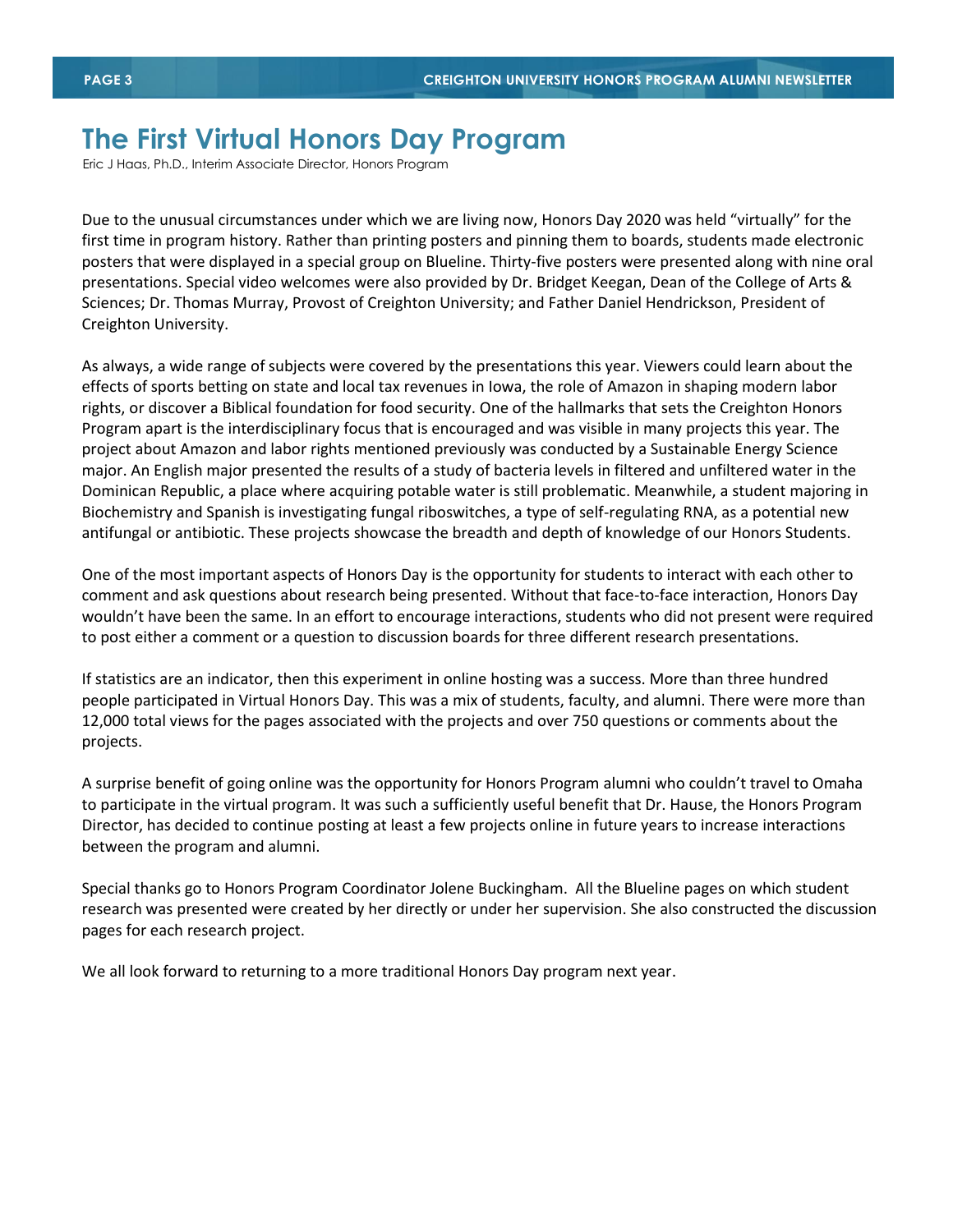# The First Virtual Honors Day Program

Eric J Haas, Ph.D., Interim Associate Director, Honors Program

Due to the unusual circumstances under which we are living now, Honors Day 2020 was held "virtually" for the first time in program history. Rather than printing posters and pinning them to boards, students made electronic posters that were displayed in a special group on Blueline. Thirty-five posters were presented along with nine oral presentations. Special video welcomes were also provided by Dr. Bridget Keegan, Dean of the College of Arts & Sciences; Dr. Thomas Murray, Provost of Creighton University; and Father Daniel Hendrickson, President of Creighton University.

As always, a wide range of subjects were covered by the presentations this year. Viewers could learn about the effects of sports betting on state and local tax revenues in Iowa, the role of Amazon in shaping modern labor rights, or discover a Biblical foundation for food security. One of the hallmarks that sets the Creighton Honors Program apart is the interdisciplinary focus that is encouraged and was visible in many projects this year. The project about Amazon and labor rights mentioned previously was conducted by a Sustainable Energy Science major. An English major presented the results of a study of bacteria levels in filtered and unfiltered water in the Dominican Republic, a place where acquiring potable water is still problematic. Meanwhile, a student majoring in Biochemistry and Spanish is investigating fungal riboswitches, a type of self-regulating RNA, as a potential new antifungal or antibiotic. These projects showcase the breadth and depth of knowledge of our Honors Students.

One of the most important aspects of Honors Day is the opportunity for students to interact with each other to comment and ask questions about research being presented. Without that face-to-face interaction, Honors Day wouldn't have been the same. In an effort to encourage interactions, students who did not present were required to post either a comment or a question to discussion boards for three different research presentations.

If statistics are an indicator, then this experiment in online hosting was a success. More than three hundred people participated in Virtual Honors Day. This was a mix of students, faculty, and alumni. There were more than 12,000 total views for the pages associated with the projects and over 750 questions or comments about the projects.

A surprise benefit of going online was the opportunity for Honors Program alumni who couldn't travel to Omaha to participate in the virtual program. It was such a sufficiently useful benefit that Dr. Hause, the Honors Program Director, has decided to continue posting at least a few projects online in future years to increase interactions between the program and alumni.

Special thanks go to Honors Program Coordinator Jolene Buckingham. All the Blueline pages on which student research was presented were created by her directly or under her supervision. She also constructed the discussion pages for each research project.

We all look forward to returning to a more traditional Honors Day program next year.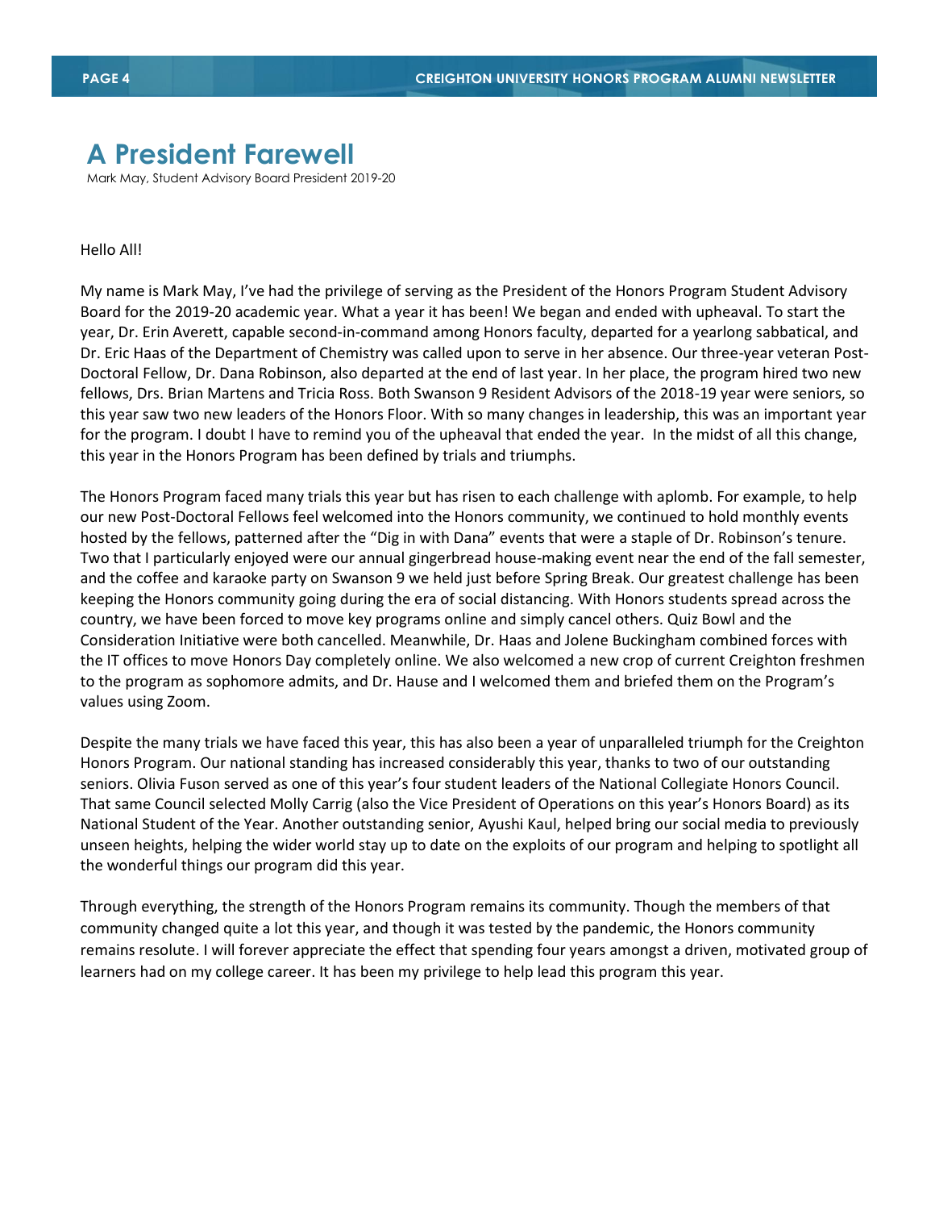# A President Farewell

Mark May, Student Advisory Board President 2019-20

Hello All!

My name is Mark May, I've had the privilege of serving as the President of the Honors Program Student Advisory Board for the 2019-20 academic year. What a year it has been! We began and ended with upheaval. To start the year, Dr. Erin Averett, capable second-in-command among Honors faculty, departed for a yearlong sabbatical, and Dr. Eric Haas of the Department of Chemistry was called upon to serve in her absence. Our three-year veteran Post-Doctoral Fellow, Dr. Dana Robinson, also departed at the end of last year. In her place, the program hired two new fellows, Drs. Brian Martens and Tricia Ross. Both Swanson 9 Resident Advisors of the 2018-19 year were seniors, so this year saw two new leaders of the Honors Floor. With so many changes in leadership, this was an important year for the program. I doubt I have to remind you of the upheaval that ended the year. In the midst of all this change, this year in the Honors Program has been defined by trials and triumphs.

The Honors Program faced many trials this year but has risen to each challenge with aplomb. For example, to help our new Post-Doctoral Fellows feel welcomed into the Honors community, we continued to hold monthly events hosted by the fellows, patterned after the "Dig in with Dana" events that were a staple of Dr. Robinson's tenure. Two that I particularly enjoyed were our annual gingerbread house-making event near the end of the fall semester, and the coffee and karaoke party on Swanson 9 we held just before Spring Break. Our greatest challenge has been keeping the Honors community going during the era of social distancing. With Honors students spread across the country, we have been forced to move key programs online and simply cancel others. Quiz Bowl and the Consideration Initiative were both cancelled. Meanwhile, Dr. Haas and Jolene Buckingham combined forces with the IT offices to move Honors Day completely online. We also welcomed a new crop of current Creighton freshmen to the program as sophomore admits, and Dr. Hause and I welcomed them and briefed them on the Program's values using Zoom.

Despite the many trials we have faced this year, this has also been a year of unparalleled triumph for the Creighton Honors Program. Our national standing has increased considerably this year, thanks to two of our outstanding seniors. Olivia Fuson served as one of this year's four student leaders of the National Collegiate Honors Council. That same Council selected Molly Carrig (also the Vice President of Operations on this year's Honors Board) as its National Student of the Year. Another outstanding senior, Ayushi Kaul, helped bring our social media to previously unseen heights, helping the wider world stay up to date on the exploits of our program and helping to spotlight all the wonderful things our program did this year.

Through everything, the strength of the Honors Program remains its community. Though the members of that community changed quite a lot this year, and though it was tested by the pandemic, the Honors community remains resolute. I will forever appreciate the effect that spending four years amongst a driven, motivated group of learners had on my college career. It has been my privilege to help lead this program this year.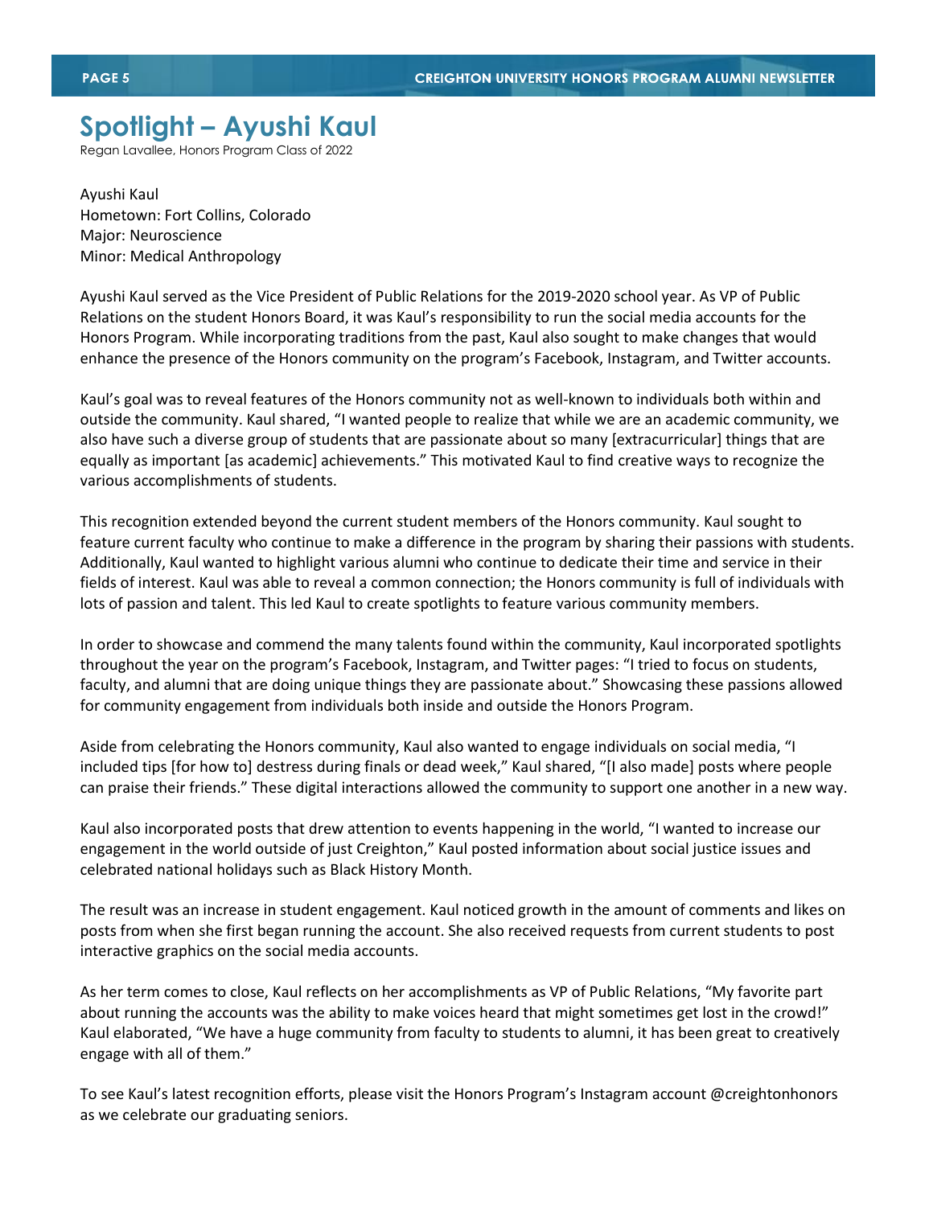# Spotlight – Ayushi Kaul

Regan Lavallee, Honors Program Class of 2022

Ayushi Kaul
Hometown: Fort Collins, Colorado
Major: Neuroscience
Minor: Medical Anthropology

Ayushi Kaul served as the Vice President of Public Relations for the 2019-2020 school year. As VP of Public Relations on the student Honors Board, it was Kaul's responsibility to run the social media accounts for the Honors Program. While incorporating traditions from the past, Kaul also sought to make changes that would enhance the presence of the Honors community on the program's Facebook, Instagram, and Twitter accounts.

Kaul's goal was to reveal features of the Honors community not as well-known to individuals both within and outside the community. Kaul shared, "I wanted people to realize that while we are an academic community, we also have such a diverse group of students that are passionate about so many [extracurricular] things that are equally as important [as academic] achievements." This motivated Kaul to find creative ways to recognize the various accomplishments of students.

This recognition extended beyond the current student members of the Honors community. Kaul sought to feature current faculty who continue to make a difference in the program by sharing their passions with students. Additionally, Kaul wanted to highlight various alumni who continue to dedicate their time and service in their fields of interest. Kaul was able to reveal a common connection; the Honors community is full of individuals with lots of passion and talent. This led Kaul to create spotlights to feature various community members.

In order to showcase and commend the many talents found within the community, Kaul incorporated spotlights throughout the year on the program's Facebook, Instagram, and Twitter pages: "I tried to focus on students, faculty, and alumni that are doing unique things they are passionate about." Showcasing these passions allowed for community engagement from individuals both inside and outside the Honors Program.

Aside from celebrating the Honors community, Kaul also wanted to engage individuals on social media, "I included tips [for how to] destress during finals or dead week," Kaul shared, "[I also made] posts where people can praise their friends." These digital interactions allowed the community to support one another in a new way.

Kaul also incorporated posts that drew attention to events happening in the world, "I wanted to increase our engagement in the world outside of just Creighton," Kaul posted information about social justice issues and celebrated national holidays such as Black History Month.

The result was an increase in student engagement. Kaul noticed growth in the amount of comments and likes on posts from when she first began running the account. She also received requests from current students to post interactive graphics on the social media accounts.

As her term comes to close, Kaul reflects on her accomplishments as VP of Public Relations, "My favorite part about running the accounts was the ability to make voices heard that might sometimes get lost in the crowd!" Kaul elaborated, "We have a huge community from faculty to students to alumni, it has been great to creatively engage with all of them."

To see Kaul's latest recognition efforts, please visit the Honors Program's Instagram account @creightonhonors as we celebrate our graduating seniors.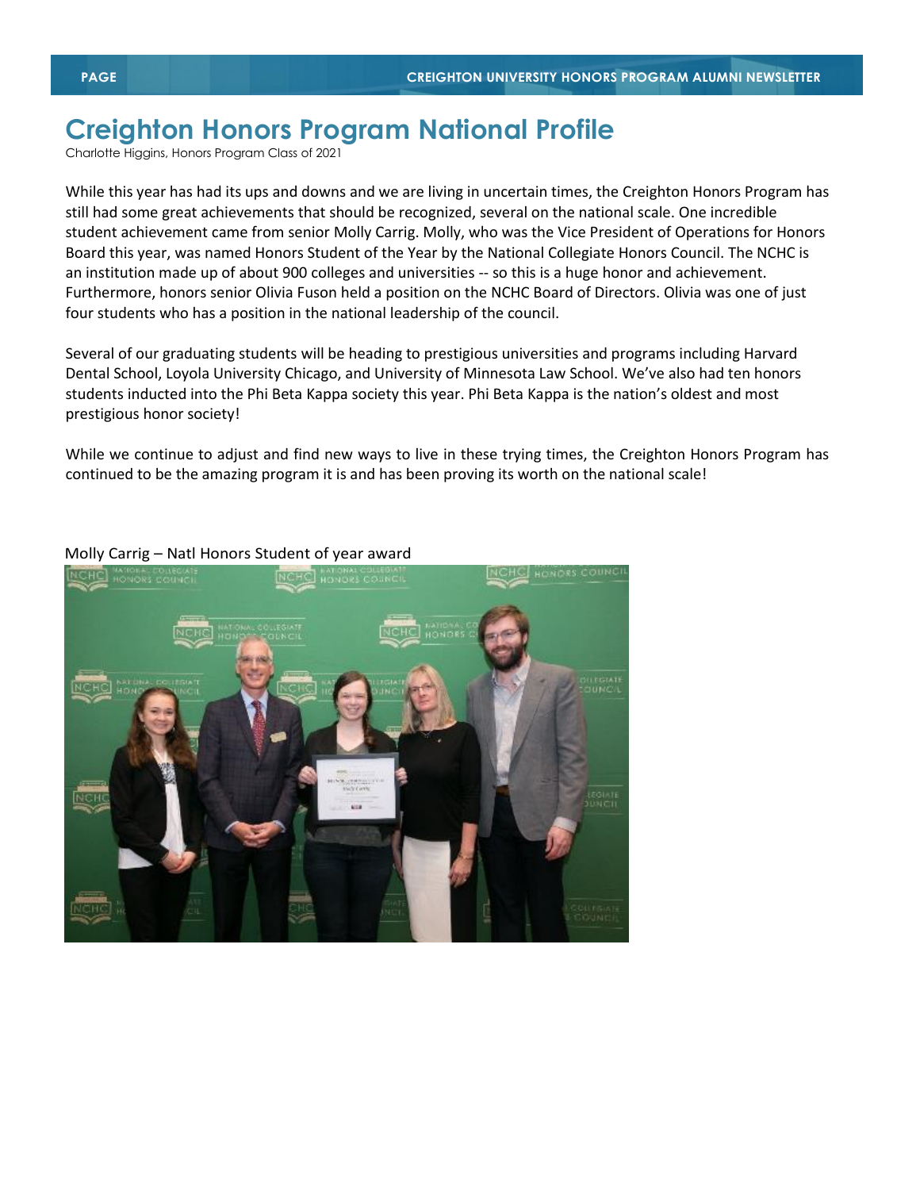# Creighton Honors Program National Profile

Charlotte Higgins, Honors Program Class of 2021

While this year has had its ups and downs and we are living in uncertain times, the Creighton Honors Program has still had some great achievements that should be recognized, several on the national scale. One incredible student achievement came from senior Molly Carrig. Molly, who was the Vice President of Operations for Honors Board this year, was named Honors Student of the Year by the National Collegiate Honors Council. The NCHC is an institution made up of about 900 colleges and universities -- so this is a huge honor and achievement. Furthermore, honors senior Olivia Fuson held a position on the NCHC Board of Directors. Olivia was one of just four students who has a position in the national leadership of the council.

Several of our graduating students will be heading to prestigious universities and programs including Harvard Dental School, Loyola University Chicago, and University of Minnesota Law School. We've also had ten honors students inducted into the Phi Beta Kappa society this year. Phi Beta Kappa is the nation's oldest and most prestigious honor society!

While we continue to adjust and find new ways to live in these trying times, the Creighton Honors Program has continued to be the amazing program it is and has been proving its worth on the national scale!

Molly Carrig – Natl Honors Student of year award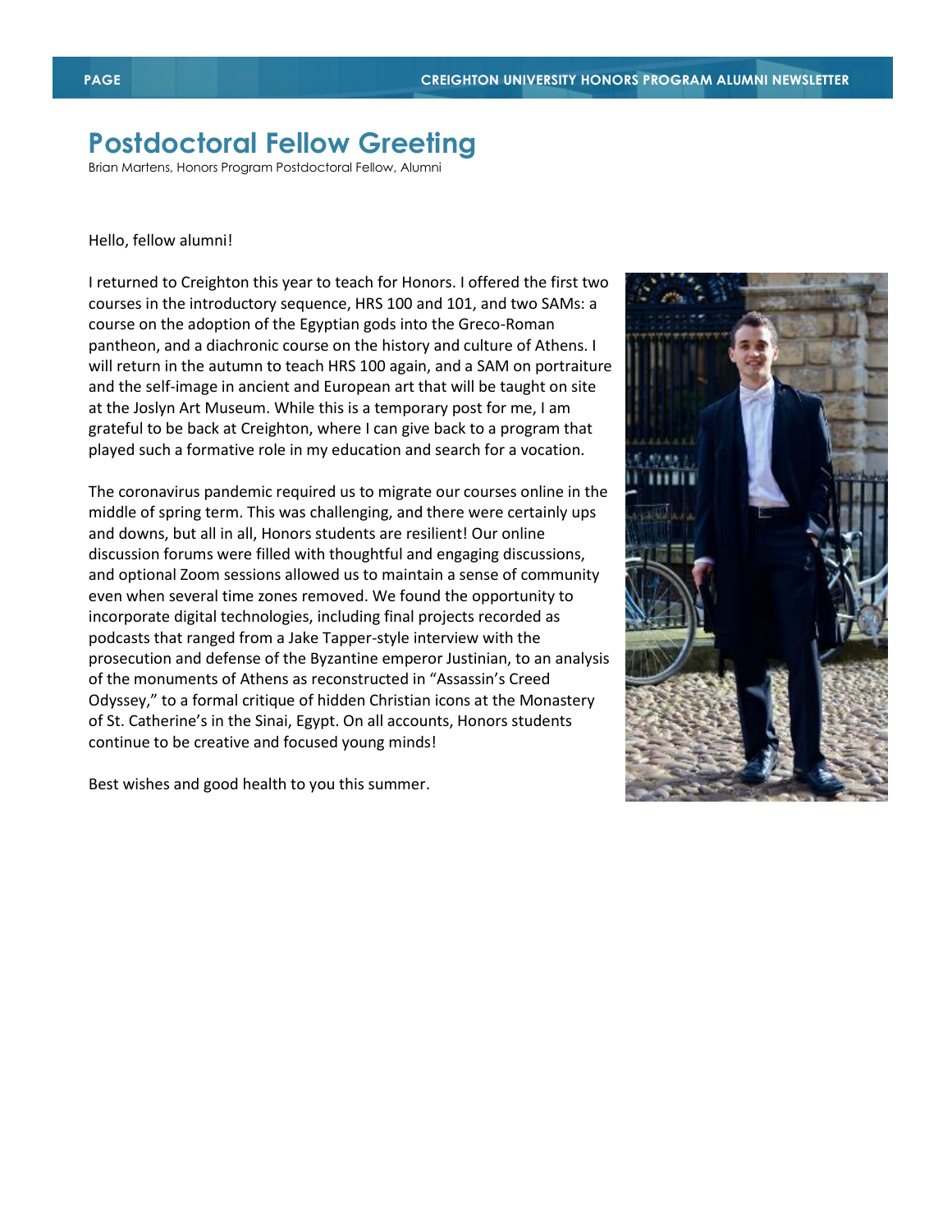# Postdoctoral Fellow Greeting

Brian Martens, Honors Program Postdoctoral Fellow, Alumni

Hello, fellow alumni!

I returned to Creighton this year to teach for Honors. I offered the first two courses in the introductory sequence, HRS 100 and 101, and two SAMs: a course on the adoption of the Egyptian gods into the Greco-Roman pantheon, and a diachronic course on the history and culture of Athens. I will return in the autumn to teach HRS 100 again, and a SAM on portraiture and the self-image in ancient and European art that will be taught on site at the Joslyn Art Museum. While this is a temporary post for me, I am grateful to be back at Creighton, where I can give back to a program that played such a formative role in my education and search for a vocation.

The coronavirus pandemic required us to migrate our courses online in the middle of spring term. This was challenging, and there were certainly ups and downs, but all in all, Honors students are resilient! Our online discussion forums were filled with thoughtful and engaging discussions, and optional Zoom sessions allowed us to maintain a sense of community even when several time zones removed. We found the opportunity to incorporate digital technologies, including final projects recorded as podcasts that ranged from a Jake Tapper-style interview with the prosecution and defense of the Byzantine emperor Justinian, to an analysis of the monuments of Athens as reconstructed in "Assassin's Creed Odyssey," to a formal critique of hidden Christian icons at the Monastery of St. Catherine's in the Sinai, Egypt. On all accounts, Honors students continue to be creative and focused young minds!

Best wishes and good health to you this summer.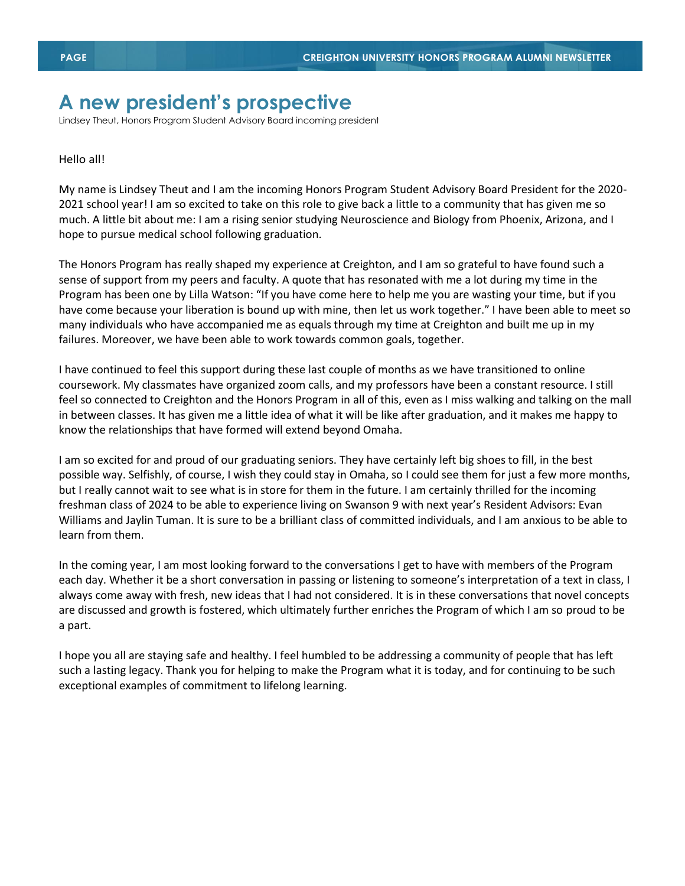# A new president's prospective

Lindsey Theut, Honors Program Student Advisory Board incoming president

Hello all!

My name is Lindsey Theut and I am the incoming Honors Program Student Advisory Board President for the 2020-2021 school year! I am so excited to take on this role to give back a little to a community that has given me so much. A little bit about me: I am a rising senior studying Neuroscience and Biology from Phoenix, Arizona, and I hope to pursue medical school following graduation.

The Honors Program has really shaped my experience at Creighton, and I am so grateful to have found such a sense of support from my peers and faculty. A quote that has resonated with me a lot during my time in the Program has been one by Lilla Watson: "If you have come here to help me you are wasting your time, but if you have come because your liberation is bound up with mine, then let us work together." I have been able to meet so many individuals who have accompanied me as equals through my time at Creighton and built me up in my failures. Moreover, we have been able to work towards common goals, together.

I have continued to feel this support during these last couple of months as we have transitioned to online coursework. My classmates have organized zoom calls, and my professors have been a constant resource. I still feel so connected to Creighton and the Honors Program in all of this, even as I miss walking and talking on the mall in between classes. It has given me a little idea of what it will be like after graduation, and it makes me happy to know the relationships that have formed will extend beyond Omaha.

I am so excited for and proud of our graduating seniors. They have certainly left big shoes to fill, in the best possible way. Selfishly, of course, I wish they could stay in Omaha, so I could see them for just a few more months, but I really cannot wait to see what is in store for them in the future. I am certainly thrilled for the incoming freshman class of 2024 to be able to experience living on Swanson 9 with next year's Resident Advisors: Evan Williams and Jaylin Tuman. It is sure to be a brilliant class of committed individuals, and I am anxious to be able to learn from them.

In the coming year, I am most looking forward to the conversations I get to have with members of the Program each day. Whether it be a short conversation in passing or listening to someone's interpretation of a text in class, I always come away with fresh, new ideas that I had not considered. It is in these conversations that novel concepts are discussed and growth is fostered, which ultimately further enriches the Program of which I am so proud to be a part.

I hope you all are staying safe and healthy. I feel humbled to be addressing a community of people that has left such a lasting legacy. Thank you for helping to make the Program what it is today, and for continuing to be such exceptional examples of commitment to lifelong learning.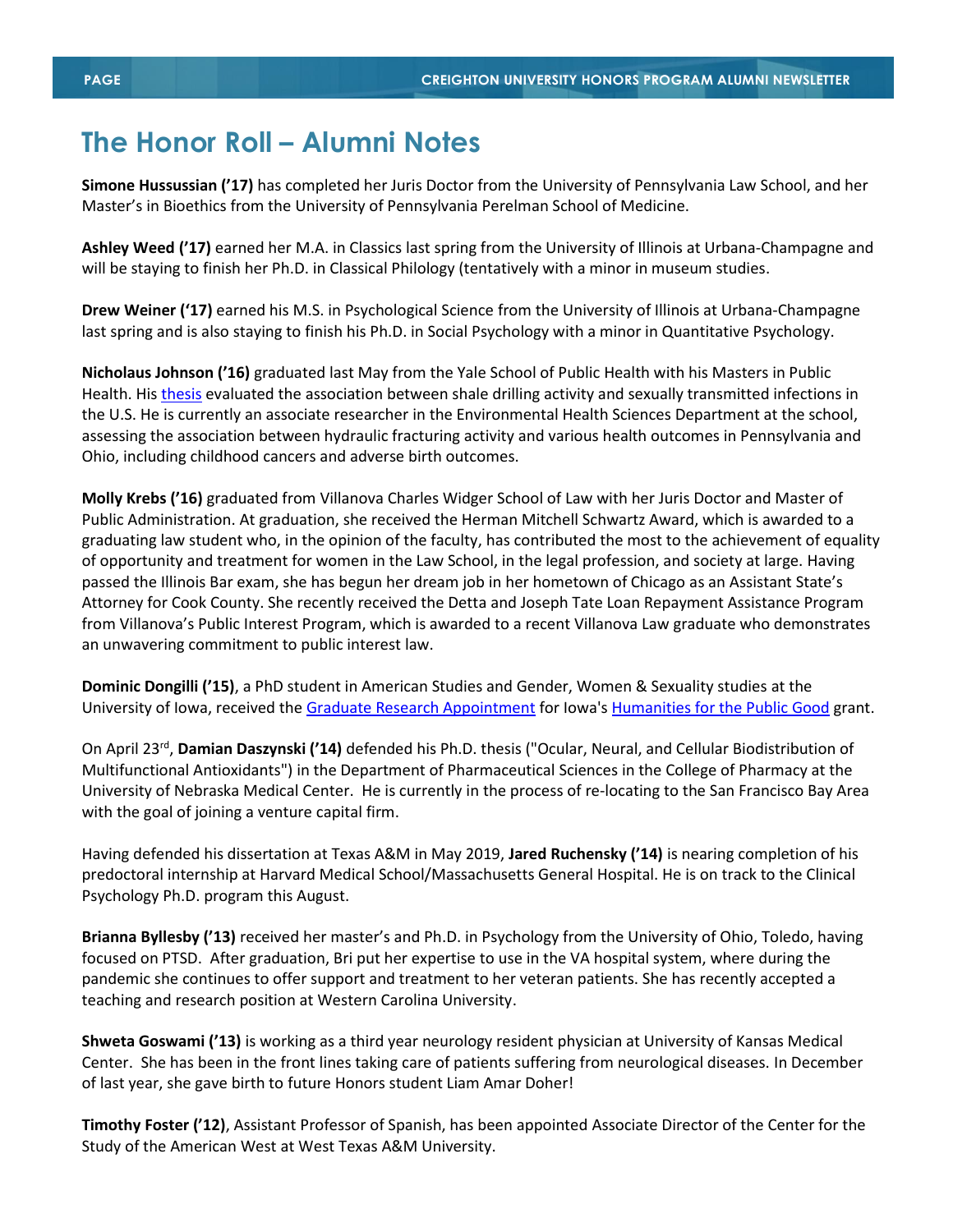# The Honor Roll – Alumni Notes

**Simone Hussussian ('17)** has completed her Juris Doctor from the University of Pennsylvania Law School, and her Master's in Bioethics from the University of Pennsylvania Perelman School of Medicine.

**Ashley Weed ('17)** earned her M.A. in Classics last spring from the University of Illinois at Urbana-Champagne and will be staying to finish her Ph.D. in Classical Philology (tentatively with a minor in museum studies.

**Drew Weiner ('17)** earned his M.S. in Psychological Science from the University of Illinois at Urbana-Champagne last spring and is also staying to finish his Ph.D. in Social Psychology with a minor in Quantitative Psychology.

**Nicholaus Johnson ('16)** graduated last May from the Yale School of Public Health with his Masters in Public Health. His thesis evaluated the association between shale drilling activity and sexually transmitted infections in the U.S. He is currently an associate researcher in the Environmental Health Sciences Department at the school, assessing the association between hydraulic fracturing activity and various health outcomes in Pennsylvania and Ohio, including childhood cancers and adverse birth outcomes.

**Molly Krebs ('16)** graduated from Villanova Charles Widger School of Law with her Juris Doctor and Master of Public Administration. At graduation, she received the Herman Mitchell Schwartz Award, which is awarded to a graduating law student who, in the opinion of the faculty, has contributed the most to the achievement of equality of opportunity and treatment for women in the Law School, in the legal profession, and society at large. Having passed the Illinois Bar exam, she has begun her dream job in her hometown of Chicago as an Assistant State's Attorney for Cook County. She recently received the Detta and Joseph Tate Loan Repayment Assistance Program from Villanova's Public Interest Program, which is awarded to a recent Villanova Law graduate who demonstrates an unwavering commitment to public interest law.

**Dominic Dongilli ('15)**, a PhD student in American Studies and Gender, Women & Sexuality studies at the University of Iowa, received the Graduate Research Appointment for Iowa's Humanities for the Public Good grant.

On April 23rd, **Damian Daszynski ('14)** defended his Ph.D. thesis ("Ocular, Neural, and Cellular Biodistribution of Multifunctional Antioxidants") in the Department of Pharmaceutical Sciences in the College of Pharmacy at the University of Nebraska Medical Center. He is currently in the process of re-locating to the San Francisco Bay Area with the goal of joining a venture capital firm.

Having defended his dissertation at Texas A&M in May 2019, **Jared Ruchensky ('14)** is nearing completion of his predoctoral internship at Harvard Medical School/Massachusetts General Hospital. He is on track to the Clinical Psychology Ph.D. program this August.

**Brianna Byllesby ('13)** received her master's and Ph.D. in Psychology from the University of Ohio, Toledo, having focused on PTSD. After graduation, Bri put her expertise to use in the VA hospital system, where during the pandemic she continues to offer support and treatment to her veteran patients. She has recently accepted a teaching and research position at Western Carolina University.

**Shweta Goswami ('13)** is working as a third year neurology resident physician at University of Kansas Medical Center. She has been in the front lines taking care of patients suffering from neurological diseases. In December of last year, she gave birth to future Honors student Liam Amar Doher!

**Timothy Foster ('12)**, Assistant Professor of Spanish, has been appointed Associate Director of the Center for the Study of the American West at West Texas A&M University.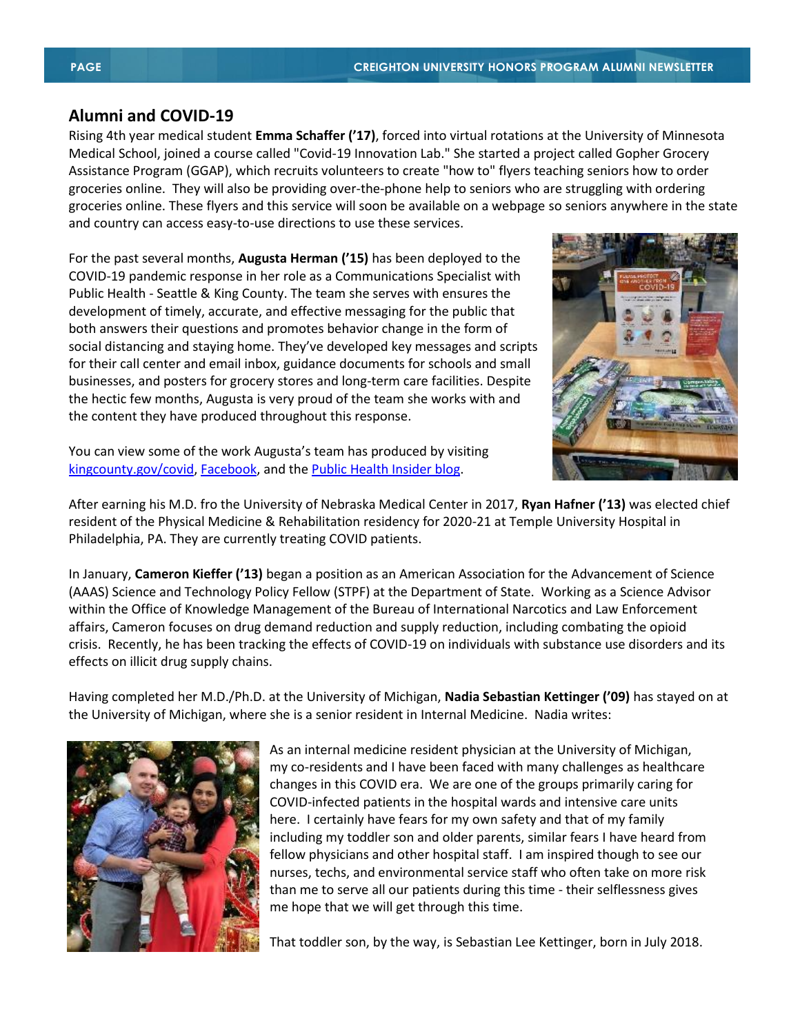## Alumni and COVID-19

Rising 4th year medical student **Emma Schaffer ('17)**, forced into virtual rotations at the University of Minnesota Medical School, joined a course called "Covid-19 Innovation Lab." She started a project called Gopher Grocery Assistance Program (GGAP), which recruits volunteers to create "how to" flyers teaching seniors how to order groceries online. They will also be providing over-the-phone help to seniors who are struggling with ordering groceries online. These flyers and this service will soon be available on a webpage so seniors anywhere in the state and country can access easy-to-use directions to use these services.

For the past several months, **Augusta Herman ('15)** has been deployed to the COVID-19 pandemic response in her role as a Communications Specialist with Public Health - Seattle & King County. The team she serves with ensures the development of timely, accurate, and effective messaging for the public that both answers their questions and promotes behavior change in the form of social distancing and staying home. They've developed key messages and scripts for their call center and email inbox, guidance documents for schools and small businesses, and posters for grocery stores and long-term care facilities. Despite the hectic few months, Augusta is very proud of the team she works with and the content they have produced throughout this response.

You can view some of the work Augusta's team has produced by visiting kingcounty.gov/covid, Facebook, and the Public Health Insider blog.

After earning his M.D. fro the University of Nebraska Medical Center in 2017, **Ryan Hafner ('13)** was elected chief resident of the Physical Medicine & Rehabilitation residency for 2020-21 at Temple University Hospital in Philadelphia, PA. They are currently treating COVID patients.

In January, **Cameron Kieffer ('13)** began a position as an American Association for the Advancement of Science (AAAS) Science and Technology Policy Fellow (STPF) at the Department of State. Working as a Science Advisor within the Office of Knowledge Management of the Bureau of International Narcotics and Law Enforcement affairs, Cameron focuses on drug demand reduction and supply reduction, including combating the opioid crisis. Recently, he has been tracking the effects of COVID-19 on individuals with substance use disorders and its effects on illicit drug supply chains.

Having completed her M.D./Ph.D. at the University of Michigan, **Nadia Sebastian Kettinger ('09)** has stayed on at the University of Michigan, where she is a senior resident in Internal Medicine. Nadia writes:

As an internal medicine resident physician at the University of Michigan, my co-residents and I have been faced with many challenges as healthcare changes in this COVID era. We are one of the groups primarily caring for COVID-infected patients in the hospital wards and intensive care units here. I certainly have fears for my own safety and that of my family including my toddler son and older parents, similar fears I have heard from fellow physicians and other hospital staff. I am inspired though to see our nurses, techs, and environmental service staff who often take on more risk than me to serve all our patients during this time - their selflessness gives me hope that we will get through this time.

That toddler son, by the way, is Sebastian Lee Kettinger, born in July 2018.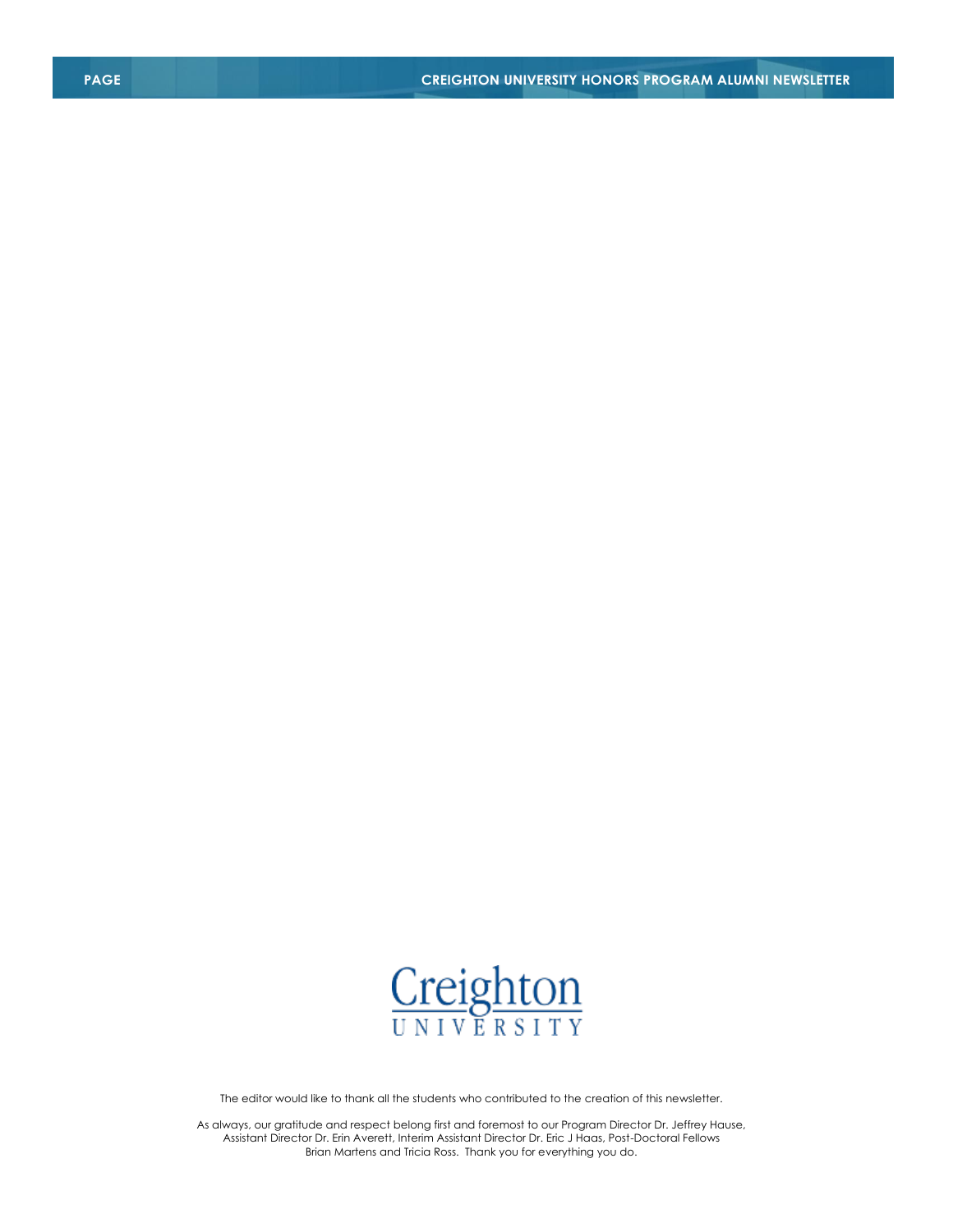Creighton
UNIVERSITY

The editor would like to thank all the students who contributed to the creation of this newsletter.

As always, our gratitude and respect belong first and foremost to our Program Director Dr. Jeffrey Hause, Assistant Director Dr. Erin Averett, Interim Assistant Director Dr. Eric J Haas, Post-Doctoral Fellows Brian Martens and Tricia Ross. Thank you for everything you do.